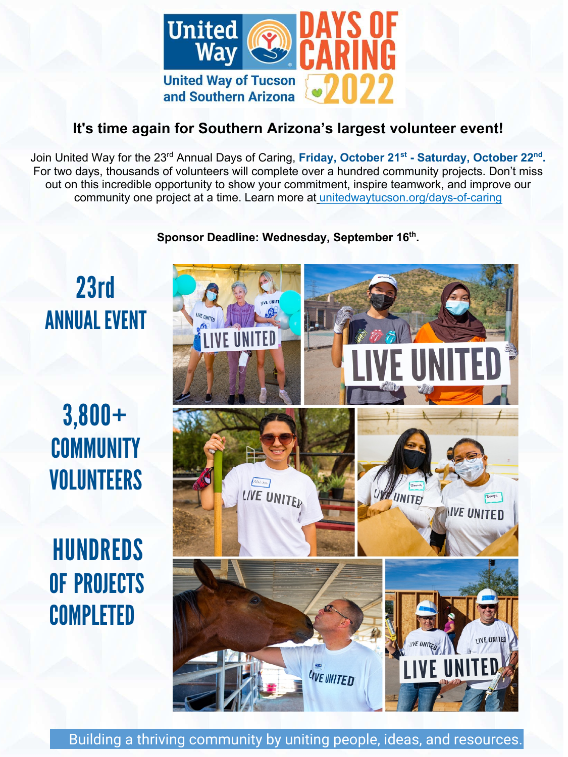# United Way Days of Caring 2022

United Way of Tucson and Southern Arizona

## It's time again for Southern Arizona's largest volunteer event!

Join United Way for the 23rd Annual Days of Caring, **Friday, October 21st - Saturday, October 22nd.** For two days, thousands of volunteers will complete over a hundred community projects. Don't miss out on this incredible opportunity to show your commitment, inspire teamwork, and improve our community one project at a time. Learn more at unitedwaytucson.org/days-of-caring

**Sponsor Deadline: Wednesday, September 16th.**

**23rd ANNUAL EVENT**

**3,800+ COMMUNITY VOLUNTEERS**

**HUNDREDS OF PROJECTS COMPLETED**

Building a thriving community by uniting people, ideas, and resources.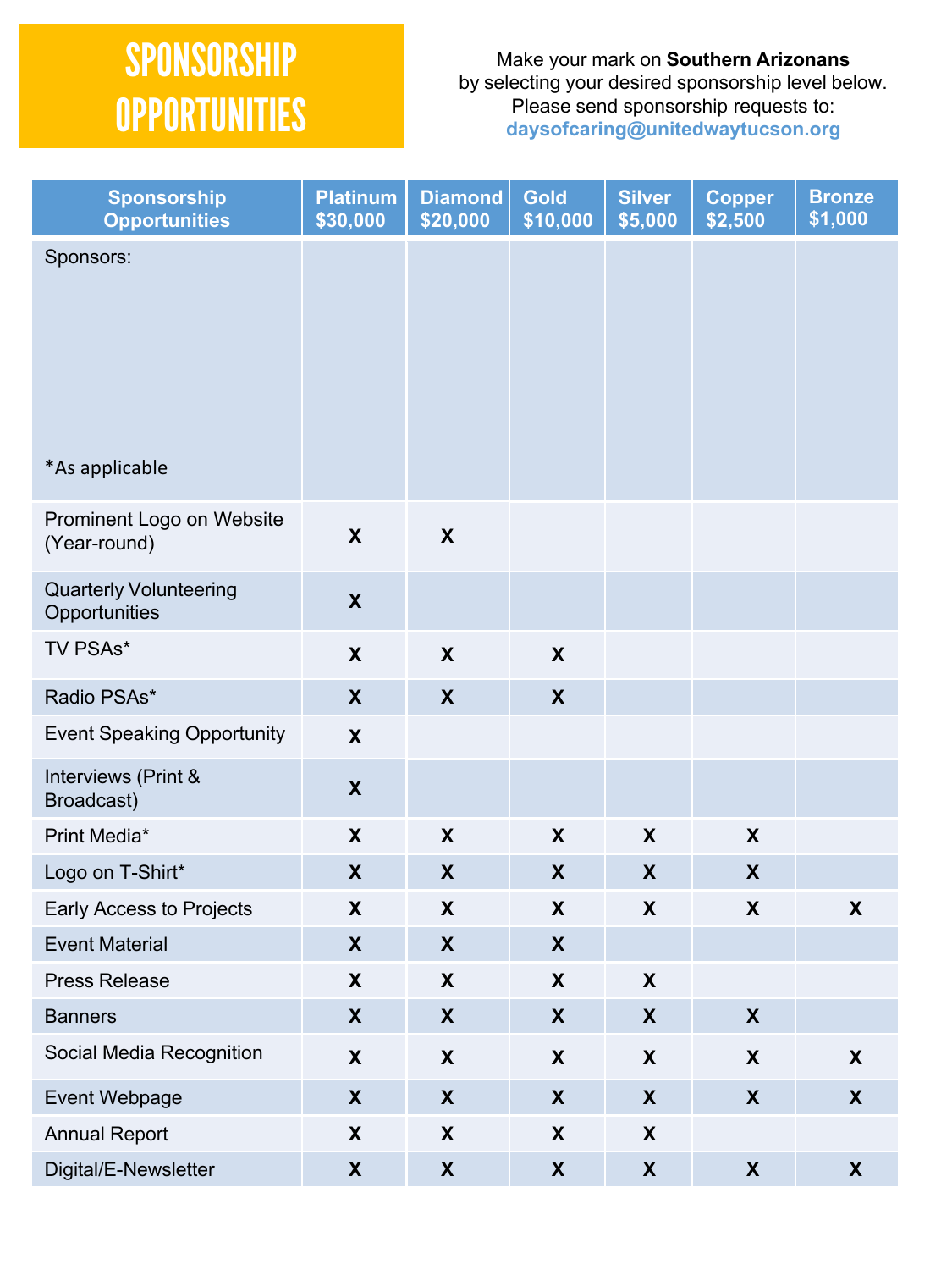# SPONSORSHIP OPPORTUNITIES

Make your mark on **Southern Arizonans** by selecting your desired sponsorship level below. Please send sponsorship requests to: **daysofcaring@unitedwaytucson.org**

| Sponsorship Opportunities | Platinum $30,000 | Diamond $20,000 | Gold $10,000 | Silver $5,000 | Copper $2,500 | Bronze $1,000 |
|---|---|---|---|---|---|---|
| Sponsors:<br><br>*As applicable | | | | | | |
| Prominent Logo on Website (Year-round) | X | X | | | | |
| Quarterly Volunteering Opportunities | X | | | | | |
| TV PSAs* | X | X | X | | | |
| Radio PSAs* | X | X | X | | | |
| Event Speaking Opportunity | X | | | | | |
| Interviews (Print & Broadcast) | X | | | | | |
| Print Media* | X | X | X | X | X | |
| Logo on T-Shirt* | X | X | X | X | X | |
| Early Access to Projects | X | X | X | X | X | X |
| Event Material | X | X | X | | | |
| Press Release | X | X | X | X | | |
| Banners | X | X | X | X | X | |
| Social Media Recognition | X | X | X | X | X | X |
| Event Webpage | X | X | X | X | X | X |
| Annual Report | X | X | X | X | | |
| Digital/E-Newsletter | X | X | X | X | X | X |